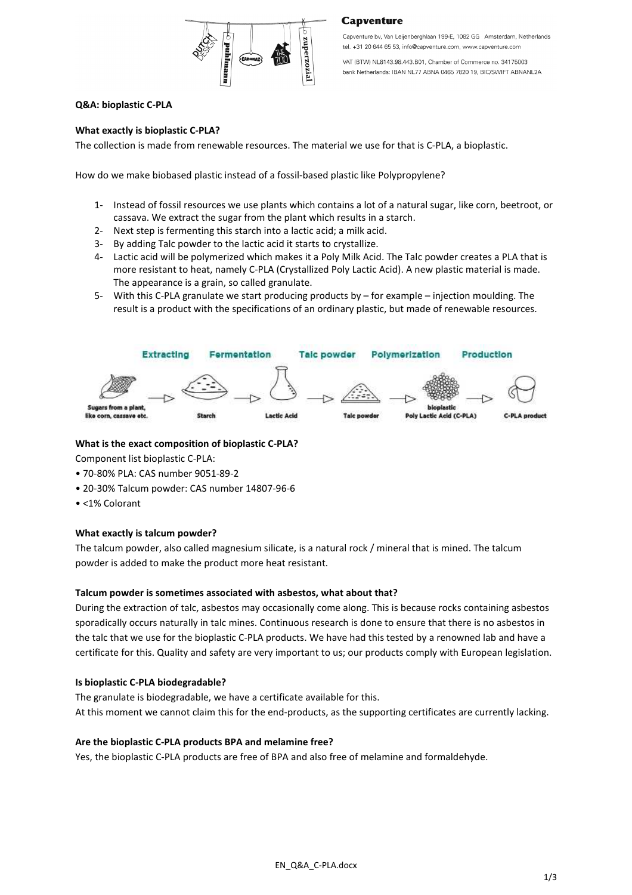**Capventure**

Capventure bv, Van Leijenberghlaan 199-E, 1082 GG Amsterdam, Netherlands
tel. +31 20 644 65 53, info@capventure.com, www.capventure.com

VAT (BTW) NL8143.98.443.B01, Chamber of Commerce no. 34175003
bank Netherlands: IBAN NL77 ABNA 0465 7820 19, BIC/SWIFT ABNANL2A

**Q&A: bioplastic C-PLA**

**What exactly is bioplastic C-PLA?**

The collection is made from renewable resources. The material we use for that is C-PLA, a bioplastic.

How do we make biobased plastic instead of a fossil-based plastic like Polypropylene?

1- Instead of fossil resources we use plants which contains a lot of a natural sugar, like corn, beetroot, or cassava. We extract the sugar from the plant which results in a starch.
2- Next step is fermenting this starch into a lactic acid; a milk acid.
3- By adding Talc powder to the lactic acid it starts to crystallize.
4- Lactic acid will be polymerized which makes it a Poly Milk Acid. The Talc powder creates a PLA that is more resistant to heat, namely C-PLA (Crystallized Poly Lactic Acid). A new plastic material is made. The appearance is a grain, so called granulate.
5- With this C-PLA granulate we start producing products by – for example – injection moulding. The result is a product with the specifications of an ordinary plastic, but made of renewable resources.

Extracting → Fermentation → Talc powder → Polymerization → Production

Sugars from a plant, like corn, cassave etc. → Starch → Lactic Acid → Talc powder → bioplastic Poly Lactic Acid (C-PLA) → C-PLA product

**What is the exact composition of bioplastic C-PLA?**

Component list bioplastic C-PLA:

- 70-80% PLA: CAS number 9051-89-2
- 20-30% Talcum powder: CAS number 14807-96-6
- <1% Colorant

**What exactly is talcum powder?**

The talcum powder, also called magnesium silicate, is a natural rock / mineral that is mined. The talcum powder is added to make the product more heat resistant.

**Talcum powder is sometimes associated with asbestos, what about that?**

During the extraction of talc, asbestos may occasionally come along. This is because rocks containing asbestos sporadically occurs naturally in talc mines. Continuous research is done to ensure that there is no asbestos in the talc that we use for the bioplastic C-PLA products. We have had this tested by a renowned lab and have a certificate for this. Quality and safety are very important to us; our products comply with European legislation.

**Is bioplastic C-PLA biodegradable?**

The granulate is biodegradable, we have a certificate available for this.
At this moment we cannot claim this for the end-products, as the supporting certificates are currently lacking.

**Are the bioplastic C-PLA products BPA and melamine free?**

Yes, the bioplastic C-PLA products are free of BPA and also free of melamine and formaldehyde.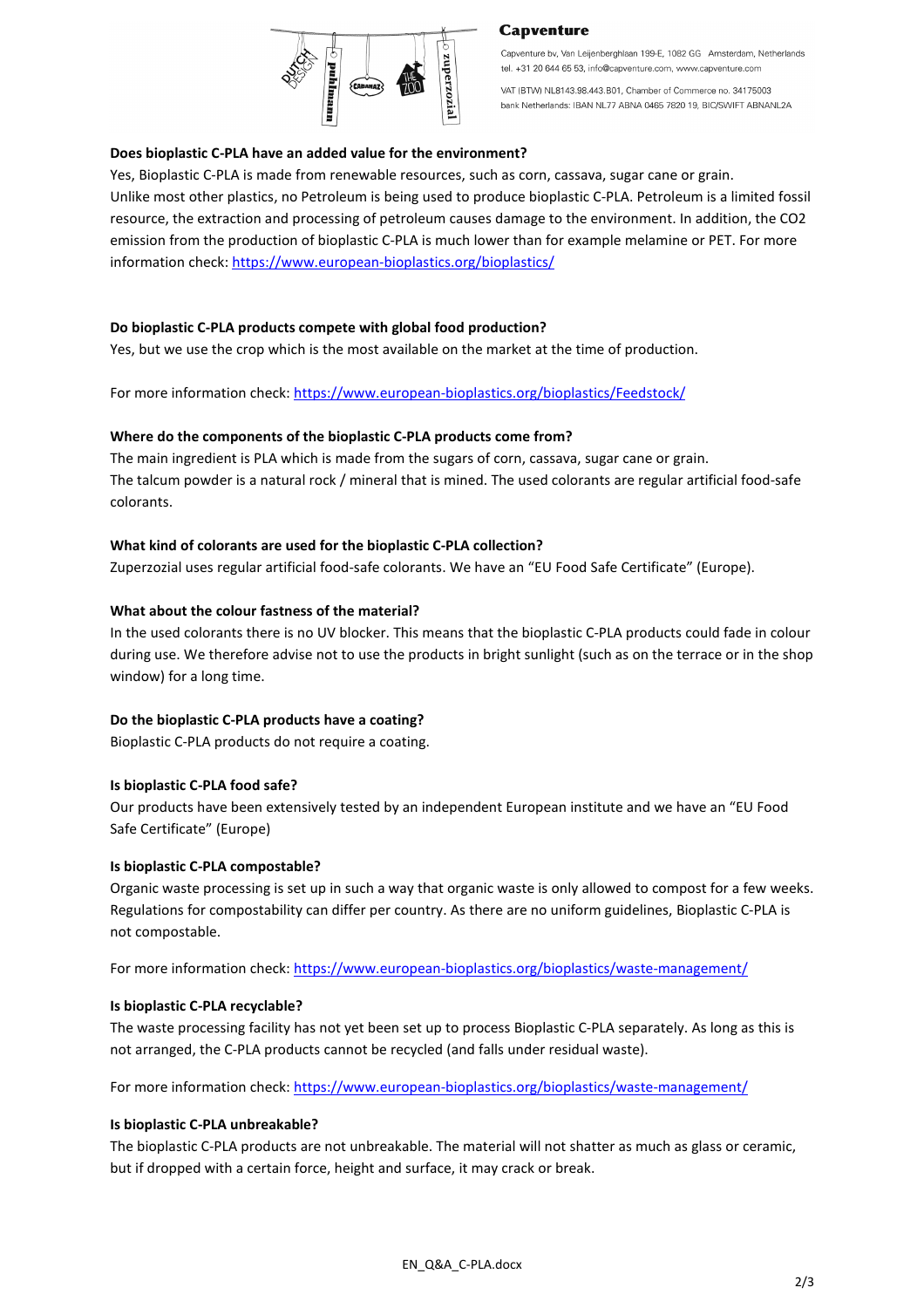**Capventure**

Capventure bv, Van Leijenberghlaan 199-E, 1082 GG Amsterdam, Netherlands
tel. +31 20 644 65 53, info@capventure.com, www.capventure.com

VAT (BTW) NL8143.98.443.B01, Chamber of Commerce no. 34175003
bank Netherlands: IBAN NL77 ABNA 0465 7820 19, BIC/SWIFT ABNANL2A

**Does bioplastic C-PLA have an added value for the environment?**

Yes, Bioplastic C-PLA is made from renewable resources, such as corn, cassava, sugar cane or grain. Unlike most other plastics, no Petroleum is being used to produce bioplastic C-PLA. Petroleum is a limited fossil resource, the extraction and processing of petroleum causes damage to the environment. In addition, the $CO_2$ emission from the production of bioplastic C-PLA is much lower than for example melamine or PET. For more information check: https://www.european-bioplastics.org/bioplastics/

**Do bioplastic C-PLA products compete with global food production?**

Yes, but we use the crop which is the most available on the market at the time of production.

For more information check: https://www.european-bioplastics.org/bioplastics/Feedstock/

**Where do the components of the bioplastic C-PLA products come from?**

The main ingredient is PLA which is made from the sugars of corn, cassava, sugar cane or grain. The talcum powder is a natural rock / mineral that is mined. The used colorants are regular artificial food-safe colorants.

**What kind of colorants are used for the bioplastic C-PLA collection?**

Zuperzozial uses regular artificial food-safe colorants. We have an "EU Food Safe Certificate" (Europe).

**What about the colour fastness of the material?**

In the used colorants there is no UV blocker. This means that the bioplastic C-PLA products could fade in colour during use. We therefore advise not to use the products in bright sunlight (such as on the terrace or in the shop window) for a long time.

**Do the bioplastic C-PLA products have a coating?**

Bioplastic C-PLA products do not require a coating.

**Is bioplastic C-PLA food safe?**

Our products have been extensively tested by an independent European institute and we have an "EU Food Safe Certificate" (Europe)

**Is bioplastic C-PLA compostable?**

Organic waste processing is set up in such a way that organic waste is only allowed to compost for a few weeks. Regulations for compostability can differ per country. As there are no uniform guidelines, Bioplastic C-PLA is not compostable.

For more information check: https://www.european-bioplastics.org/bioplastics/waste-management/

**Is bioplastic C-PLA recyclable?**

The waste processing facility has not yet been set up to process Bioplastic C-PLA separately. As long as this is not arranged, the C-PLA products cannot be recycled (and falls under residual waste).

For more information check: https://www.european-bioplastics.org/bioplastics/waste-management/

**Is bioplastic C-PLA unbreakable?**

The bioplastic C-PLA products are not unbreakable. The material will not shatter as much as glass or ceramic, but if dropped with a certain force, height and surface, it may crack or break.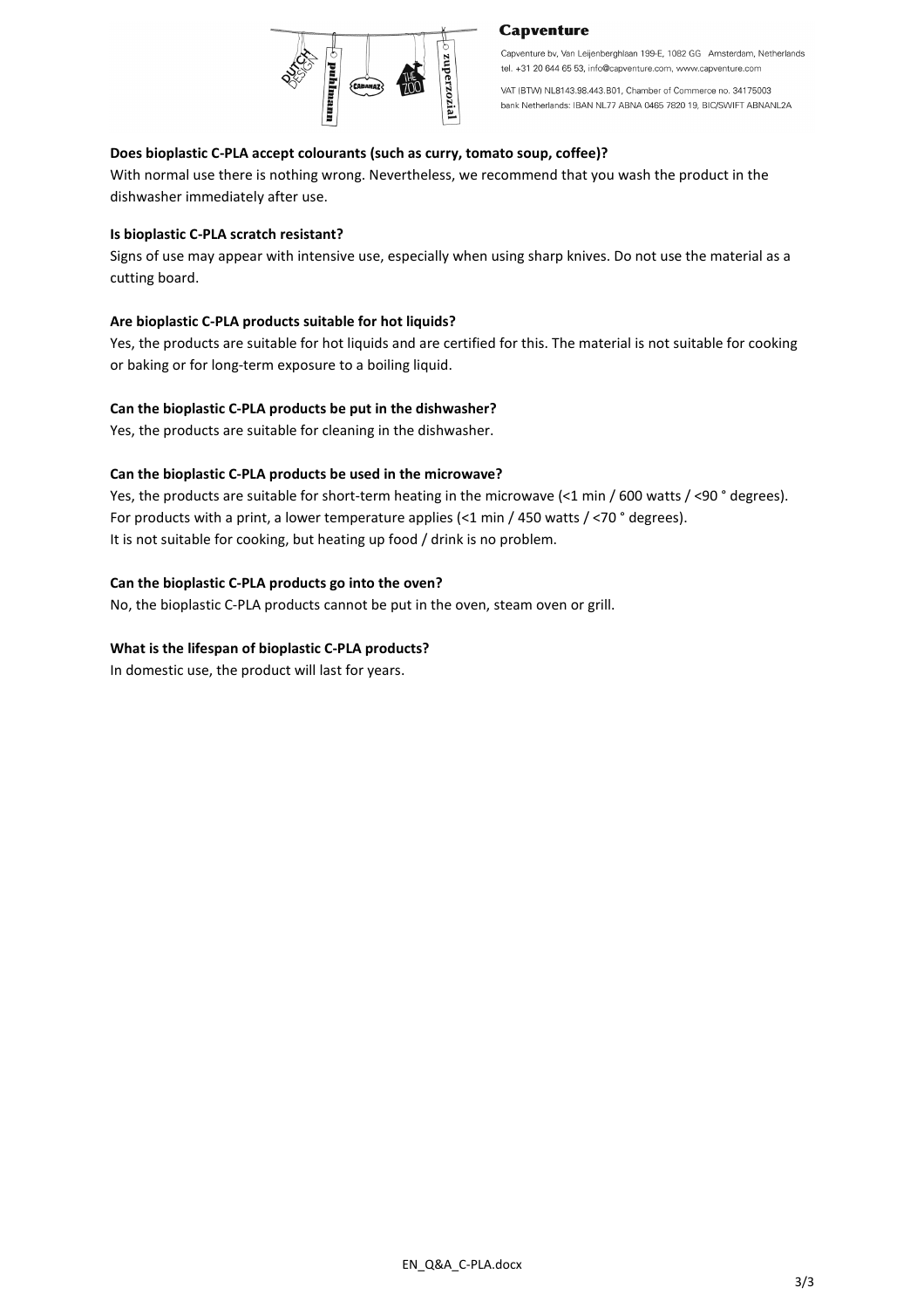**Does bioplastic C-PLA accept colourants (such as curry, tomato soup, coffee)?**

With normal use there is nothing wrong. Nevertheless, we recommend that you wash the product in the dishwasher immediately after use.

**Is bioplastic C-PLA scratch resistant?**

Signs of use may appear with intensive use, especially when using sharp knives. Do not use the material as a cutting board.

**Are bioplastic C-PLA products suitable for hot liquids?**

Yes, the products are suitable for hot liquids and are certified for this. The material is not suitable for cooking or baking or for long-term exposure to a boiling liquid.

**Can the bioplastic C-PLA products be put in the dishwasher?**

Yes, the products are suitable for cleaning in the dishwasher.

**Can the bioplastic C-PLA products be used in the microwave?**

Yes, the products are suitable for short-term heating in the microwave (<1 min / 600 watts / <90 ° degrees).
For products with a print, a lower temperature applies (<1 min / 450 watts / <70 ° degrees).
It is not suitable for cooking, but heating up food / drink is no problem.

**Can the bioplastic C-PLA products go into the oven?**

No, the bioplastic C-PLA products cannot be put in the oven, steam oven or grill.

**What is the lifespan of bioplastic C-PLA products?**

In domestic use, the product will last for years.